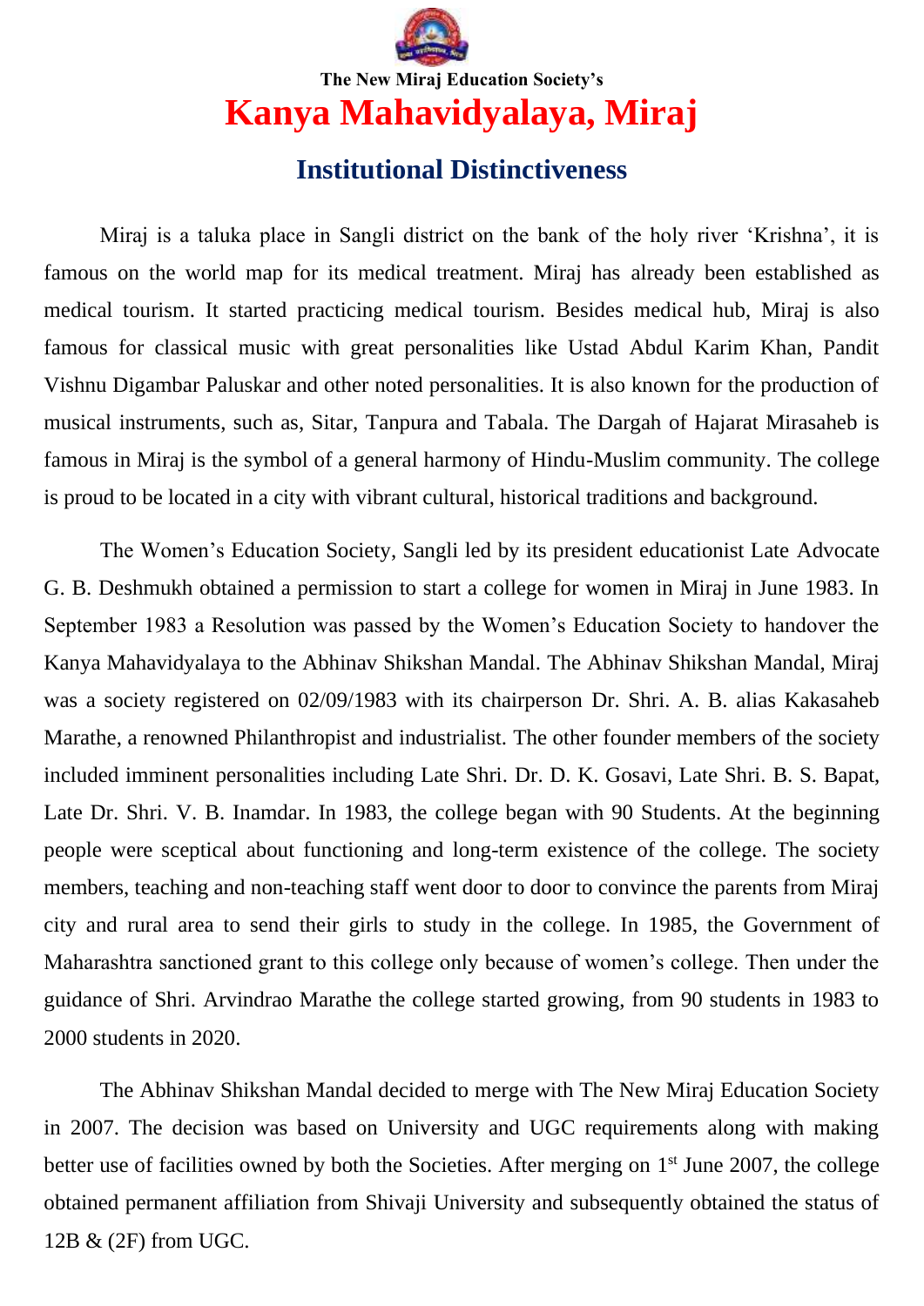The New Miraj Education Society's

# Kanya Mahavidyalaya, Miraj

## Institutional Distinctiveness

Miraj is a taluka place in Sangli district on the bank of the holy river 'Krishna', it is famous on the world map for its medical treatment. Miraj has already been established as medical tourism. It started practicing medical tourism. Besides medical hub, Miraj is also famous for classical music with great personalities like Ustad Abdul Karim Khan, Pandit Vishnu Digambar Paluskar and other noted personalities. It is also known for the production of musical instruments, such as, Sitar, Tanpura and Tabala. The Dargah of Hajarat Mirasaheb is famous in Miraj is the symbol of a general harmony of Hindu-Muslim community. The college is proud to be located in a city with vibrant cultural, historical traditions and background.

The Women's Education Society, Sangli led by its president educationist Late Advocate G. B. Deshmukh obtained a permission to start a college for women in Miraj in June 1983. In September 1983 a Resolution was passed by the Women's Education Society to handover the Kanya Mahavidyalaya to the Abhinav Shikshan Mandal. The Abhinav Shikshan Mandal, Miraj was a society registered on 02/09/1983 with its chairperson Dr. Shri. A. B. alias Kakasaheb Marathe, a renowned Philanthropist and industrialist. The other founder members of the society included imminent personalities including Late Shri. Dr. D. K. Gosavi, Late Shri. B. S. Bapat, Late Dr. Shri. V. B. Inamdar. In 1983, the college began with 90 Students. At the beginning people were sceptical about functioning and long-term existence of the college. The society members, teaching and non-teaching staff went door to door to convince the parents from Miraj city and rural area to send their girls to study in the college. In 1985, the Government of Maharashtra sanctioned grant to this college only because of women's college. Then under the guidance of Shri. Arvindrao Marathe the college started growing, from 90 students in 1983 to 2000 students in 2020.

The Abhinav Shikshan Mandal decided to merge with The New Miraj Education Society in 2007. The decision was based on University and UGC requirements along with making better use of facilities owned by both the Societies. After merging on 1st June 2007, the college obtained permanent affiliation from Shivaji University and subsequently obtained the status of 12B & (2F) from UGC.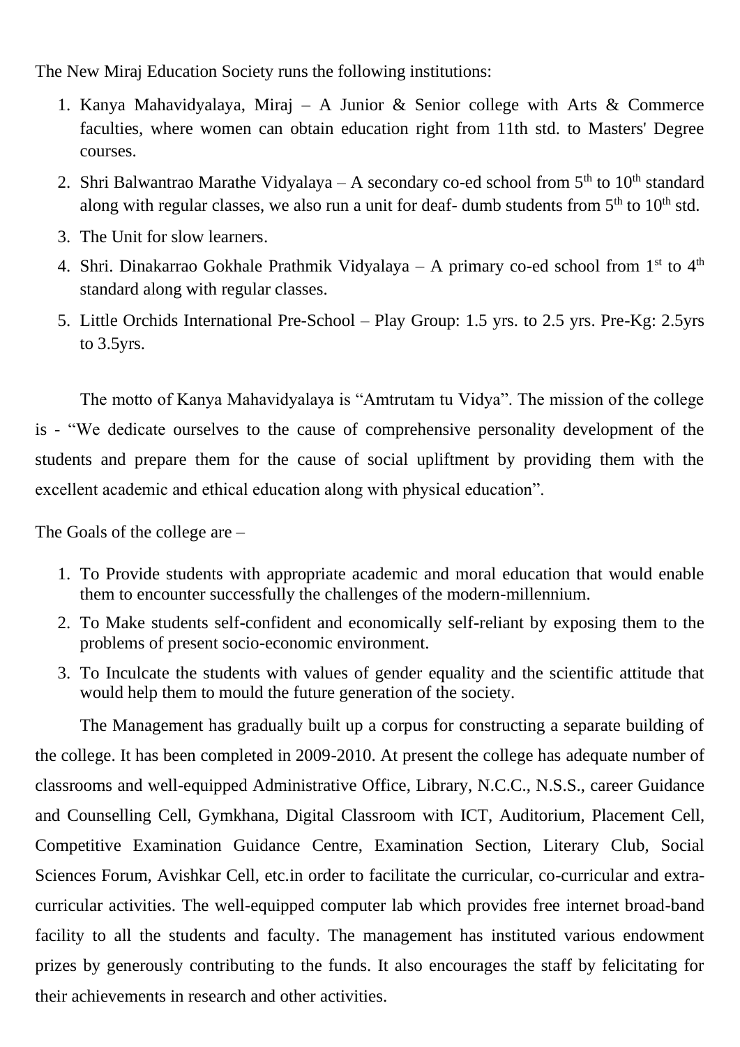The New Miraj Education Society runs the following institutions:

1. Kanya Mahavidyalaya, Miraj – A Junior & Senior college with Arts & Commerce faculties, where women can obtain education right from 11th std. to Masters' Degree courses.
2. Shri Balwantrao Marathe Vidyalaya – A secondary co-ed school from 5th to 10th standard along with regular classes, we also run a unit for deaf- dumb students from 5th to 10th std.
3. The Unit for slow learners.
4. Shri. Dinakarrao Gokhale Prathmik Vidyalaya – A primary co-ed school from 1st to 4th standard along with regular classes.
5. Little Orchids International Pre-School – Play Group: 1.5 yrs. to 2.5 yrs. Pre-Kg: 2.5yrs to 3.5yrs.

The motto of Kanya Mahavidyalaya is "Amtrutam tu Vidya". The mission of the college is - "We dedicate ourselves to the cause of comprehensive personality development of the students and prepare them for the cause of social upliftment by providing them with the excellent academic and ethical education along with physical education".

The Goals of the college are –

1. To Provide students with appropriate academic and moral education that would enable them to encounter successfully the challenges of the modern-millennium.
2. To Make students self-confident and economically self-reliant by exposing them to the problems of present socio-economic environment.
3. To Inculcate the students with values of gender equality and the scientific attitude that would help them to mould the future generation of the society.

The Management has gradually built up a corpus for constructing a separate building of the college. It has been completed in 2009-2010. At present the college has adequate number of classrooms and well-equipped Administrative Office, Library, N.C.C., N.S.S., career Guidance and Counselling Cell, Gymkhana, Digital Classroom with ICT, Auditorium, Placement Cell, Competitive Examination Guidance Centre, Examination Section, Literary Club, Social Sciences Forum, Avishkar Cell, etc.in order to facilitate the curricular, co-curricular and extra-curricular activities. The well-equipped computer lab which provides free internet broad-band facility to all the students and faculty. The management has instituted various endowment prizes by generously contributing to the funds. It also encourages the staff by felicitating for their achievements in research and other activities.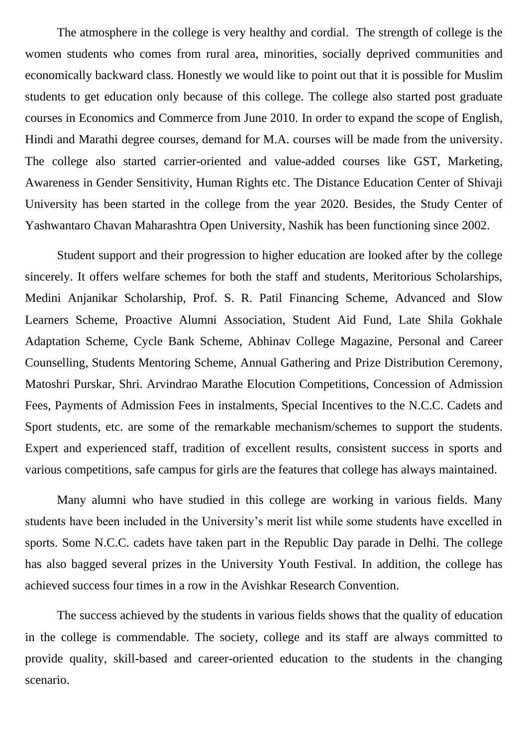The atmosphere in the college is very healthy and cordial. The strength of college is the women students who comes from rural area, minorities, socially deprived communities and economically backward class. Honestly we would like to point out that it is possible for Muslim students to get education only because of this college. The college also started post graduate courses in Economics and Commerce from June 2010. In order to expand the scope of English, Hindi and Marathi degree courses, demand for M.A. courses will be made from the university. The college also started carrier-oriented and value-added courses like GST, Marketing, Awareness in Gender Sensitivity, Human Rights etc. The Distance Education Center of Shivaji University has been started in the college from the year 2020. Besides, the Study Center of Yashwantaro Chavan Maharashtra Open University, Nashik has been functioning since 2002.

Student support and their progression to higher education are looked after by the college sincerely. It offers welfare schemes for both the staff and students, Meritorious Scholarships, Medini Anjanikar Scholarship, Prof. S. R. Patil Financing Scheme, Advanced and Slow Learners Scheme, Proactive Alumni Association, Student Aid Fund, Late Shila Gokhale Adaptation Scheme, Cycle Bank Scheme, Abhinav College Magazine, Personal and Career Counselling, Students Mentoring Scheme, Annual Gathering and Prize Distribution Ceremony, Matoshri Purskar, Shri. Arvindrao Marathe Elocution Competitions, Concession of Admission Fees, Payments of Admission Fees in instalments, Special Incentives to the N.C.C. Cadets and Sport students, etc. are some of the remarkable mechanism/schemes to support the students. Expert and experienced staff, tradition of excellent results, consistent success in sports and various competitions, safe campus for girls are the features that college has always maintained.

Many alumni who have studied in this college are working in various fields. Many students have been included in the University's merit list while some students have excelled in sports. Some N.C.C. cadets have taken part in the Republic Day parade in Delhi. The college has also bagged several prizes in the University Youth Festival. In addition, the college has achieved success four times in a row in the Avishkar Research Convention.

The success achieved by the students in various fields shows that the quality of education in the college is commendable. The society, college and its staff are always committed to provide quality, skill-based and career-oriented education to the students in the changing scenario.